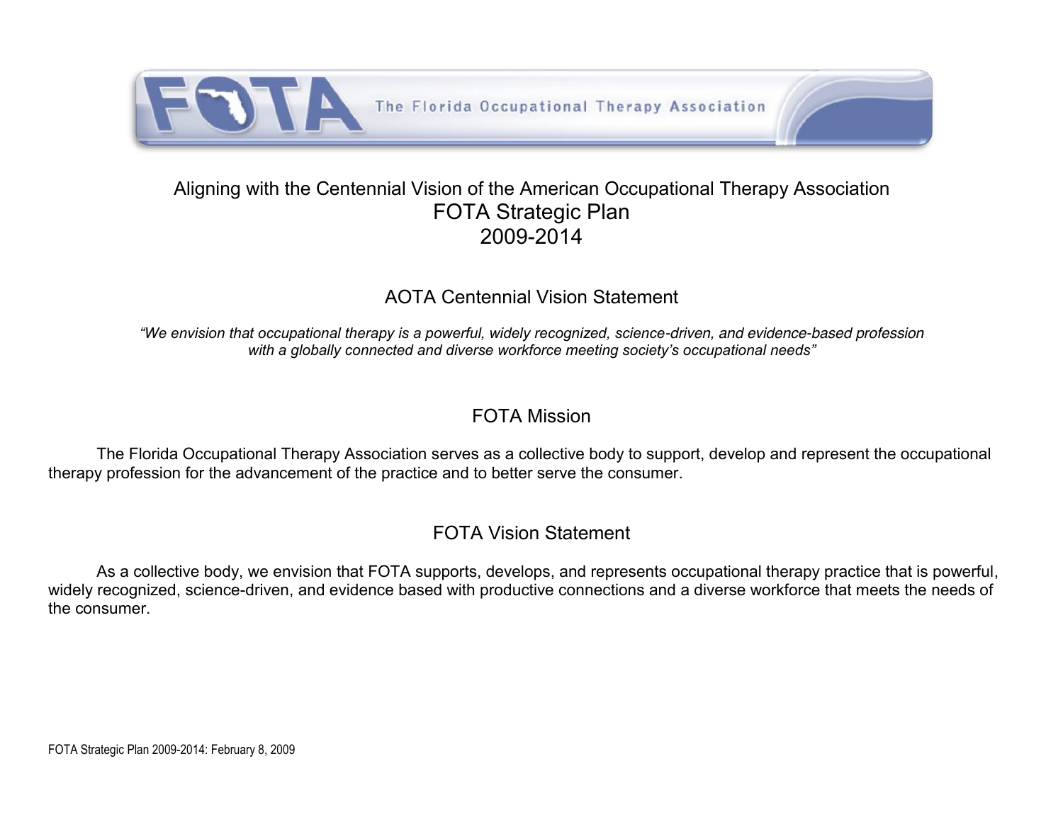The Florida Occupational Therapy Association

# Aligning with the Centennial Vision of the American Occupational Therapy Association
# FOTA Strategic Plan
# 2009-2014

## AOTA Centennial Vision Statement

*"We envision that occupational therapy is a powerful, widely recognized, science-driven, and evidence-based profession with a globally connected and diverse workforce meeting society's occupational needs"*

## FOTA Mission

The Florida Occupational Therapy Association serves as a collective body to support, develop and represent the occupational therapy profession for the advancement of the practice and to better serve the consumer.

## FOTA Vision Statement

As a collective body, we envision that FOTA supports, develops, and represents occupational therapy practice that is powerful, widely recognized, science-driven, and evidence based with productive connections and a diverse workforce that meets the needs of the consumer.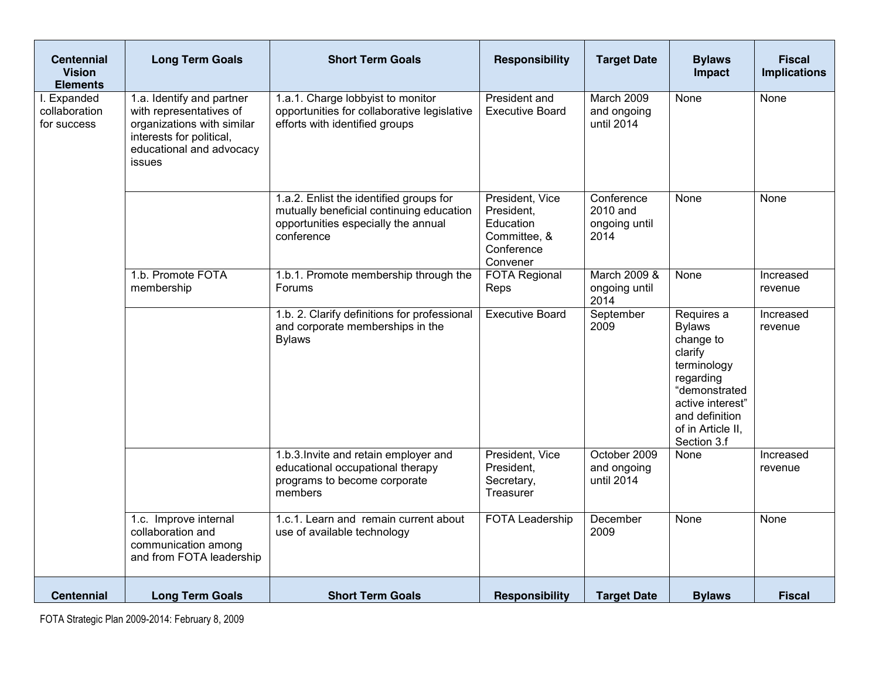| Centennial Vision Elements | Long Term Goals | Short Term Goals | Responsibility | Target Date | Bylaws Impact | Fiscal Implications |
|---|---|---|---|---|---|---|
| I. Expanded collaboration for success | 1.a. Identify and partner with representatives of organizations with similar interests for political, educational and advocacy issues | 1.a.1. Charge lobbyist to monitor opportunities for collaborative legislative efforts with identified groups | President and Executive Board | March 2009 and ongoing until 2014 | None | None |
| | | 1.a.2. Enlist the identified groups for mutually beneficial continuing education opportunities especially the annual conference | President, Vice President, Education Committee, & Conference Convener | Conference 2010 and ongoing until 2014 | None | None |
| | 1.b. Promote FOTA membership | 1.b.1. Promote membership through the Forums | FOTA Regional Reps | March 2009 & ongoing until 2014 | None | Increased revenue |
| | | 1.b. 2. Clarify definitions for professional and corporate memberships in the Bylaws | Executive Board | September 2009 | Requires a Bylaws change to clarify terminology regarding "demonstrated active interest" and definition of in Article II, Section 3.f | Increased revenue |
| | | 1.b.3.Invite and retain employer and educational occupational therapy programs to become corporate members | President, Vice President, Secretary, Treasurer | October 2009 and ongoing until 2014 | None | Increased revenue |
| | 1.c. Improve internal collaboration and communication among and from FOTA leadership | 1.c.1. Learn and remain current about use of available technology | FOTA Leadership | December 2009 | None | None |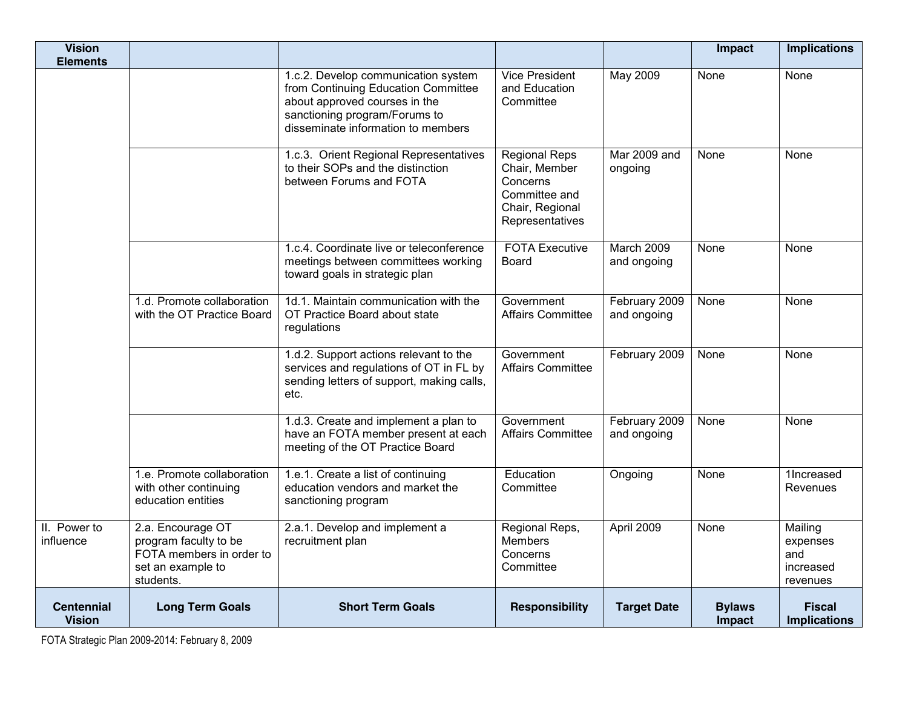| Vision Elements | | | | | Impact | Implications |
|---|---|---|---|---|---|---|
| | | 1.c.2. Develop communication system from Continuing Education Committee about approved courses in the sanctioning program/Forums to disseminate information to members | Vice President and Education Committee | May 2009 | None | None |
| | | 1.c.3. Orient Regional Representatives to their SOPs and the distinction between Forums and FOTA | Regional Reps Chair, Member Concerns Committee and Chair, Regional Representatives | Mar 2009 and ongoing | None | None |
| | | 1.c.4. Coordinate live or teleconference meetings between committees working toward goals in strategic plan | FOTA Executive Board | March 2009 and ongoing | None | None |
| | 1.d. Promote collaboration with the OT Practice Board | 1d.1. Maintain communication with the OT Practice Board about state regulations | Government Affairs Committee | February 2009 and ongoing | None | None |
| | | 1.d.2. Support actions relevant to the services and regulations of OT in FL by sending letters of support, making calls, etc. | Government Affairs Committee | February 2009 | None | None |
| | | 1.d.3. Create and implement a plan to have an FOTA member present at each meeting of the OT Practice Board | Government Affairs Committee | February 2009 and ongoing | None | None |
| | 1.e. Promote collaboration with other continuing education entities | 1.e.1. Create a list of continuing education vendors and market the sanctioning program | Education Committee | Ongoing | None | 1Increased Revenues |
| II. Power to influence | 2.a. Encourage OT program faculty to be FOTA members in order to set an example to students. | 2.a.1. Develop and implement a recruitment plan | Regional Reps, Members Concerns Committee | April 2009 | None | Mailing expenses and increased revenues |
| **Centennial Vision** | **Long Term Goals** | **Short Term Goals** | **Responsibility** | **Target Date** | **Bylaws Impact** | **Fiscal Implications** |

FOTA Strategic Plan 2009-2014: February 8, 2009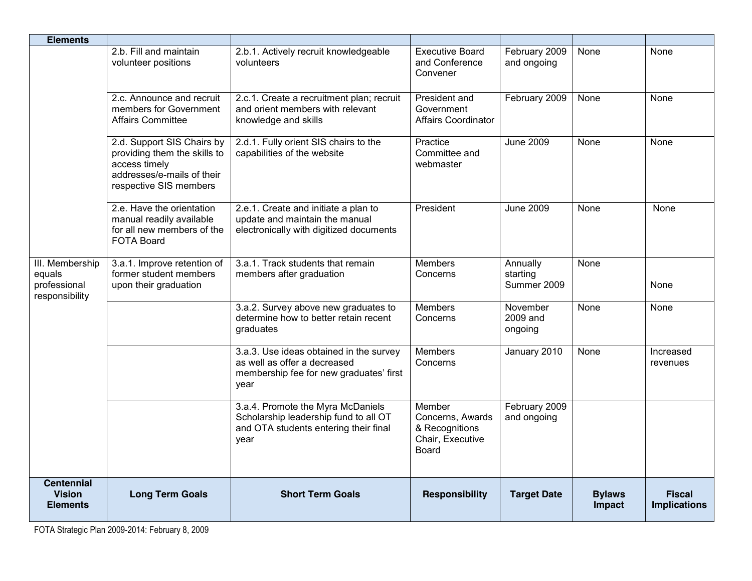| Elements | | | | | | |
|---|---|---|---|---|---|---|
| | 2.b. Fill and maintain volunteer positions | 2.b.1. Actively recruit knowledgeable volunteers | Executive Board and Conference Convener | February 2009 and ongoing | None | None |
| | 2.c. Announce and recruit members for Government Affairs Committee | 2.c.1. Create a recruitment plan; recruit and orient members with relevant knowledge and skills | President and Government Affairs Coordinator | February 2009 | None | None |
| | 2.d. Support SIS Chairs by providing them the skills to access timely addresses/e-mails of their respective SIS members | 2.d.1. Fully orient SIS chairs to the capabilities of the website | Practice Committee and webmaster | June 2009 | None | None |
| | 2.e. Have the orientation manual readily available for all new members of the FOTA Board | 2.e.1. Create and initiate a plan to update and maintain the manual electronically with digitized documents | President | June 2009 | None | None |
| III. Membership equals professional responsibility | 3.a.1. Improve retention of former student members upon their graduation | 3.a.1. Track students that remain members after graduation | Members Concerns | Annually starting Summer 2009 | None | None |
| | | 3.a.2. Survey above new graduates to determine how to better retain recent graduates | Members Concerns | November 2009 and ongoing | None | None |
| | | 3.a.3. Use ideas obtained in the survey as well as offer a decreased membership fee for new graduates' first year | Members Concerns | January 2010 | None | Increased revenues |
| | | 3.a.4. Promote the Myra McDaniels Scholarship leadership fund to all OT and OTA students entering their final year | Member Concerns, Awards & Recognitions Chair, Executive Board | February 2009 and ongoing | | |
| **Centennial Vision Elements** | **Long Term Goals** | **Short Term Goals** | **Responsibility** | **Target Date** | **Bylaws Impact** | **Fiscal Implications** |

FOTA Strategic Plan 2009-2014: February 8, 2009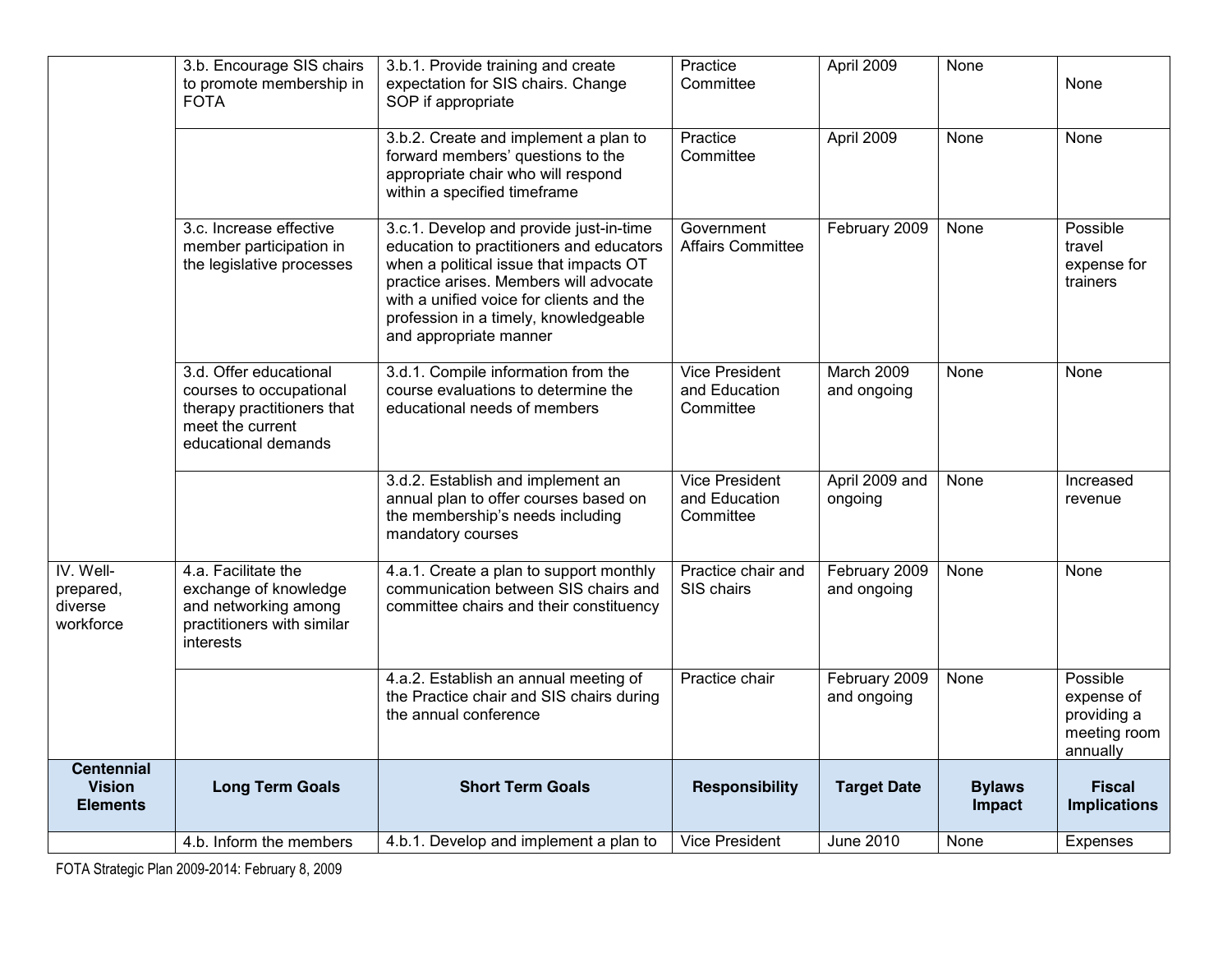| Centennial Vision Elements | Long Term Goals | Short Term Goals | Responsibility | Target Date | Bylaws Impact | Fiscal Implications |
|---|---|---|---|---|---|---|
| | 3.b. Encourage SIS chairs to promote membership in FOTA | 3.b.1. Provide training and create expectation for SIS chairs. Change SOP if appropriate | Practice Committee | April 2009 | None | None |
| | | 3.b.2. Create and implement a plan to forward members' questions to the appropriate chair who will respond within a specified timeframe | Practice Committee | April 2009 | None | None |
| | 3.c. Increase effective member participation in the legislative processes | 3.c.1. Develop and provide just-in-time education to practitioners and educators when a political issue that impacts OT practice arises. Members will advocate with a unified voice for clients and the profession in a timely, knowledgeable and appropriate manner | Government Affairs Committee | February 2009 | None | Possible travel expense for trainers |
| | 3.d. Offer educational courses to occupational therapy practitioners that meet the current educational demands | 3.d.1. Compile information from the course evaluations to determine the educational needs of members | Vice President and Education Committee | March 2009 and ongoing | None | None |
| | | 3.d.2. Establish and implement an annual plan to offer courses based on the membership's needs including mandatory courses | Vice President and Education Committee | April 2009 and ongoing | None | Increased revenue |
| IV. Well-prepared, diverse workforce | 4.a. Facilitate the exchange of knowledge and networking among practitioners with similar interests | 4.a.1. Create a plan to support monthly communication between SIS chairs and committee chairs and their constituency | Practice chair and SIS chairs | February 2009 and ongoing | None | None |
| | | 4.a.2. Establish an annual meeting of the Practice chair and SIS chairs during the annual conference | Practice chair | February 2009 and ongoing | None | Possible expense of providing a meeting room annually |
| | 4.b. Inform the members | 4.b.1. Develop and implement a plan to | Vice President | June 2010 | None | Expenses |

FOTA Strategic Plan 2009-2014: February 8, 2009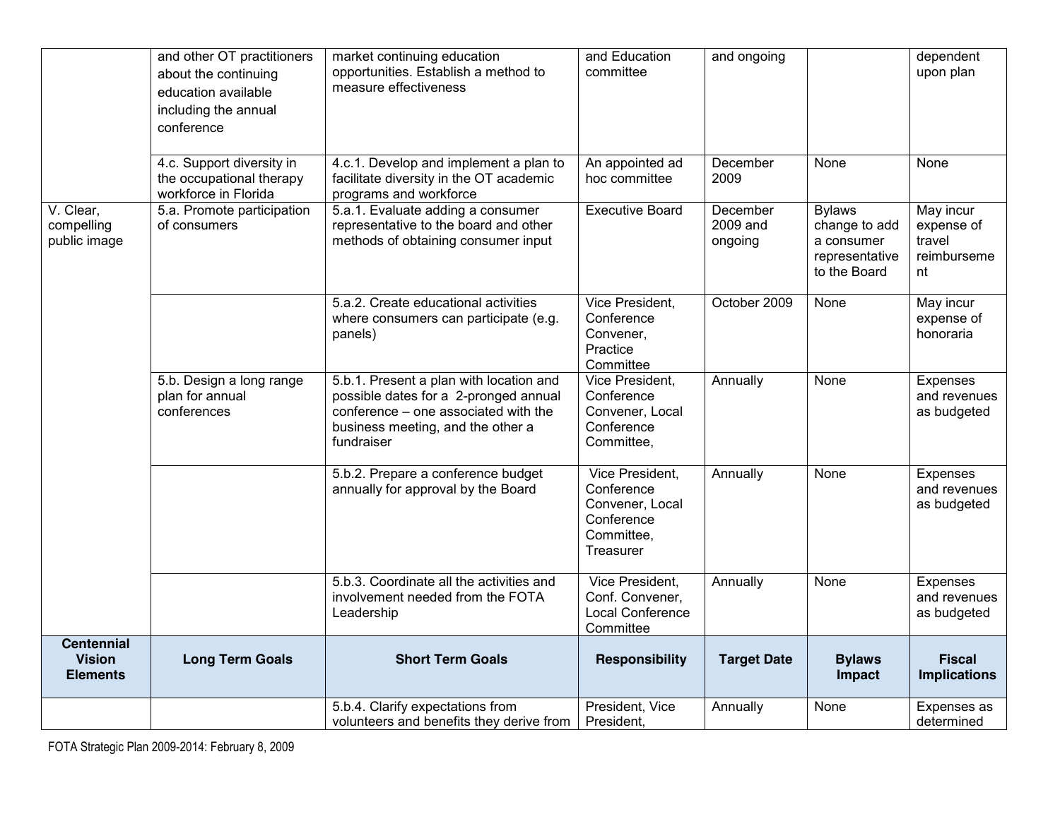| Centennial Vision Elements | Long Term Goals | Short Term Goals | Responsibility | Target Date | Bylaws Impact | Fiscal Implications |
|---|---|---|---|---|---|---|
| | and other OT practitioners about the continuing education available including the annual conference | market continuing education opportunities. Establish a method to measure effectiveness | and Education committee | and ongoing | | dependent upon plan |
| | 4.c. Support diversity in the occupational therapy workforce in Florida | 4.c.1. Develop and implement a plan to facilitate diversity in the OT academic programs and workforce | An appointed ad hoc committee | December 2009 | None | None |
| V. Clear, compelling public image | 5.a. Promote participation of consumers | 5.a.1. Evaluate adding a consumer representative to the board and other methods of obtaining consumer input | Executive Board | December 2009 and ongoing | Bylaws change to add a consumer representative to the Board | May incur expense of travel reimbursement |
| | | 5.a.2. Create educational activities where consumers can participate (e.g. panels) | Vice President, Conference Convener, Practice Committee | October 2009 | None | May incur expense of honoraria |
| | 5.b. Design a long range plan for annual conferences | 5.b.1. Present a plan with location and possible dates for a 2-pronged annual conference – one associated with the business meeting, and the other a fundraiser | Vice President, Conference Convener, Local Conference Committee, | Annually | None | Expenses and revenues as budgeted |
| | | 5.b.2. Prepare a conference budget annually for approval by the Board | Vice President, Conference Convener, Local Conference Committee, Treasurer | Annually | None | Expenses and revenues as budgeted |
| | | 5.b.3. Coordinate all the activities and involvement needed from the FOTA Leadership | Vice President, Conf. Convener, Local Conference Committee | Annually | None | Expenses and revenues as budgeted |
| | | 5.b.4. Clarify expectations from volunteers and benefits they derive from | President, Vice President, | Annually | None | Expenses as determined |

FOTA Strategic Plan 2009-2014: February 8, 2009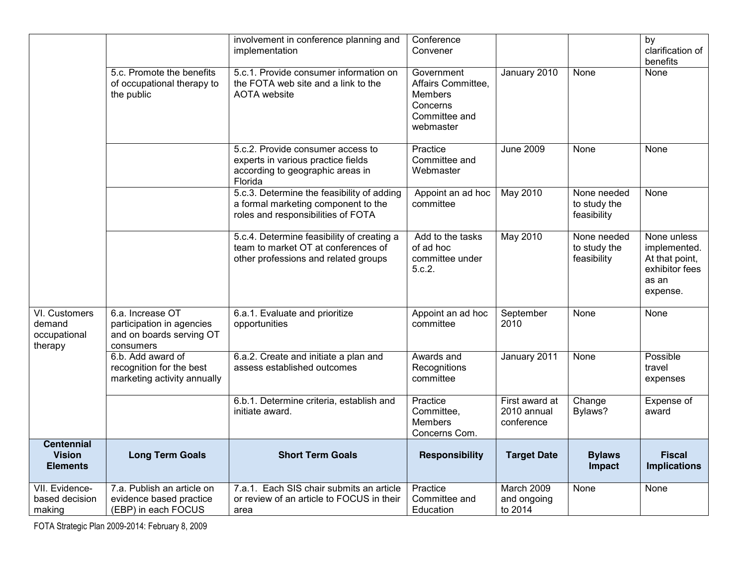| | | involvement in conference planning and implementation | Conference Convener | | | by clarification of benefits |
|---|---|---|---|---|---|---|
| | 5.c. Promote the benefits of occupational therapy to the public | 5.c.1. Provide consumer information on the FOTA web site and a link to the AOTA website | Government Affairs Committee, Members Concerns Committee and webmaster | January 2010 | None | None |
| | | 5.c.2. Provide consumer access to experts in various practice fields according to geographic areas in Florida | Practice Committee and Webmaster | June 2009 | None | None |
| | | 5.c.3. Determine the feasibility of adding a formal marketing component to the roles and responsibilities of FOTA | Appoint an ad hoc committee | May 2010 | None needed to study the feasibility | None |
| | | 5.c.4. Determine feasibility of creating a team to market OT at conferences of other professions and related groups | Add to the tasks of ad hoc committee under 5.c.2. | May 2010 | None needed to study the feasibility | None unless implemented. At that point, exhibitor fees as an expense. |
| VI. Customers demand occupational therapy | 6.a. Increase OT participation in agencies and on boards serving OT consumers | 6.a.1. Evaluate and prioritize opportunities | Appoint an ad hoc committee | September 2010 | None | None |
| | 6.b. Add award of recognition for the best marketing activity annually | 6.a.2. Create and initiate a plan and assess established outcomes | Awards and Recognitions committee | January 2011 | None | Possible travel expenses |
| | | 6.b.1. Determine criteria, establish and initiate award. | Practice Committee, Members Concerns Com. | First award at 2010 annual conference | Change Bylaws? | Expense of award |
| **Centennial Vision Elements** | **Long Term Goals** | **Short Term Goals** | **Responsibility** | **Target Date** | **Bylaws Impact** | **Fiscal Implications** |
| VII. Evidence-based decision making | 7.a. Publish an article on evidence based practice (EBP) in each FOCUS | 7.a.1. Each SIS chair submits an article or review of an article to FOCUS in their area | Practice Committee and Education | March 2009 and ongoing to 2014 | None | None |

FOTA Strategic Plan 2009-2014: February 8, 2009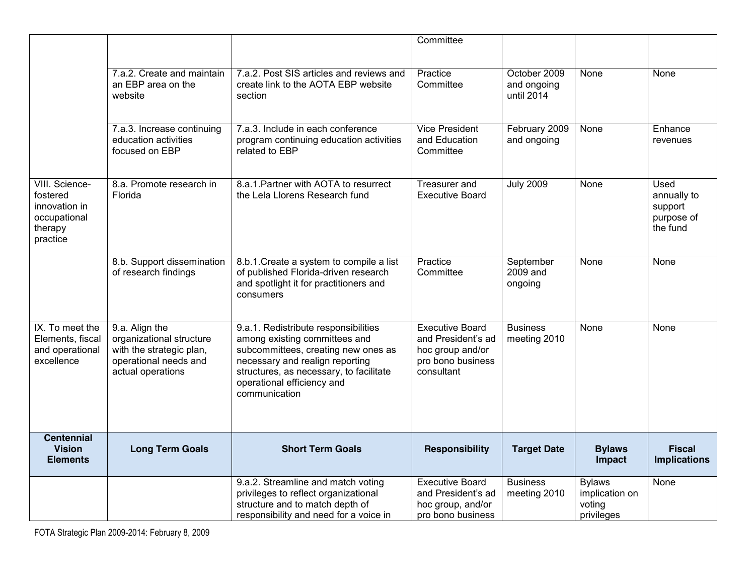| | | | Committee | | | |
|---|---|---|---|---|---|---|
| | 7.a.2. Create and maintain an EBP area on the website | 7.a.2. Post SIS articles and reviews and create link to the AOTA EBP website section | Practice Committee | October 2009 and ongoing until 2014 | None | None |
| | 7.a.3. Increase continuing education activities focused on EBP | 7.a.3. Include in each conference program continuing education activities related to EBP | Vice President and Education Committee | February 2009 and ongoing | None | Enhance revenues |
| VIII. Science-fostered innovation in occupational therapy practice | 8.a. Promote research in Florida | 8.a.1.Partner with AOTA to resurrect the Lela Llorens Research fund | Treasurer and Executive Board | July 2009 | None | Used annually to support purpose of the fund |
| | 8.b. Support dissemination of research findings | 8.b.1.Create a system to compile a list of published Florida-driven research and spotlight it for practitioners and consumers | Practice Committee | September 2009 and ongoing | None | None |
| IX. To meet the Elements, fiscal and operational excellence | 9.a. Align the organizational structure with the strategic plan, operational needs and actual operations | 9.a.1. Redistribute responsibilities among existing committees and subcommittees, creating new ones as necessary and realign reporting structures, as necessary, to facilitate operational efficiency and communication | Executive Board and President's ad hoc group and/or pro bono business consultant | Business meeting 2010 | None | None |

| Centennial Vision Elements | Long Term Goals | Short Term Goals | Responsibility | Target Date | Bylaws Impact | Fiscal Implications |
|---|---|---|---|---|---|---|
| | | 9.a.2. Streamline and match voting privileges to reflect organizational structure and to match depth of responsibility and need for a voice in | Executive Board and President's ad hoc group, and/or pro bono business | Business meeting 2010 | Bylaws implication on voting privileges | None |

FOTA Strategic Plan 2009-2014: February 8, 2009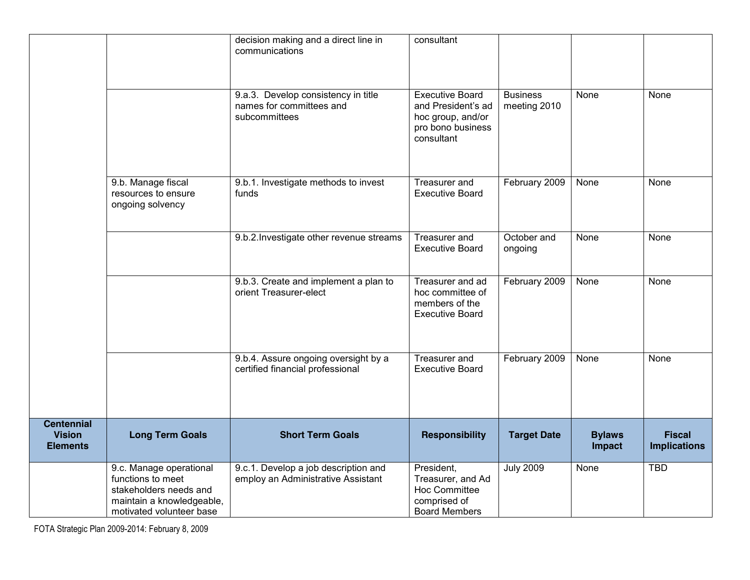| | | decision making and a direct line in communications | consultant | | | |
|---|---|---|---|---|---|---|
| | | 9.a.3. Develop consistency in title names for committees and subcommittees | Executive Board and President's ad hoc group, and/or pro bono business consultant | Business meeting 2010 | None | None |
| | 9.b. Manage fiscal resources to ensure ongoing solvency | 9.b.1. Investigate methods to invest funds | Treasurer and Executive Board | February 2009 | None | None |
| | | 9.b.2.Investigate other revenue streams | Treasurer and Executive Board | October and ongoing | None | None |
| | | 9.b.3. Create and implement a plan to orient Treasurer-elect | Treasurer and ad hoc committee of members of the Executive Board | February 2009 | None | None |
| | | 9.b.4. Assure ongoing oversight by a certified financial professional | Treasurer and Executive Board | February 2009 | None | None |

| Centennial Vision Elements | Long Term Goals | Short Term Goals | Responsibility | Target Date | Bylaws Impact | Fiscal Implications |
|---|---|---|---|---|---|---|
| | 9.c. Manage operational functions to meet stakeholders needs and maintain a knowledgeable, motivated volunteer base | 9.c.1. Develop a job description and employ an Administrative Assistant | President, Treasurer, and Ad Hoc Committee comprised of Board Members | July 2009 | None | TBD |

FOTA Strategic Plan 2009-2014: February 8, 2009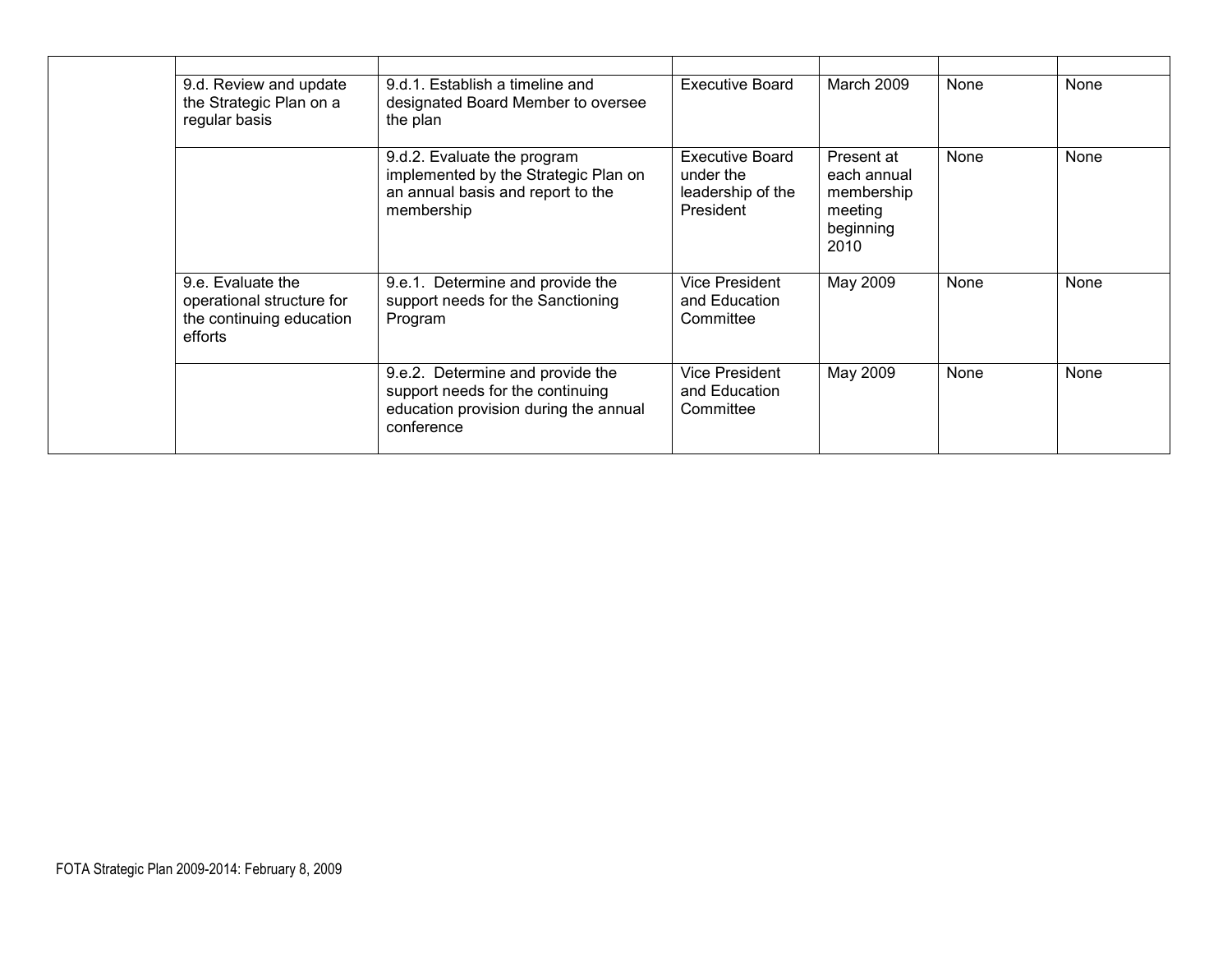| | | | | | | |
|---|---|---|---|---|---|---|
| | | | | | | |
| | 9.d. Review and update the Strategic Plan on a regular basis | 9.d.1. Establish a timeline and designated Board Member to oversee the plan | Executive Board | March 2009 | None | None |
| | | 9.d.2. Evaluate the program implemented by the Strategic Plan on an annual basis and report to the membership | Executive Board under the leadership of the President | Present at each annual membership meeting beginning 2010 | None | None |
| | 9.e. Evaluate the operational structure for the continuing education efforts | 9.e.1. Determine and provide the support needs for the Sanctioning Program | Vice President and Education Committee | May 2009 | None | None |
| | | 9.e.2. Determine and provide the support needs for the continuing education provision during the annual conference | Vice President and Education Committee | May 2009 | None | None |